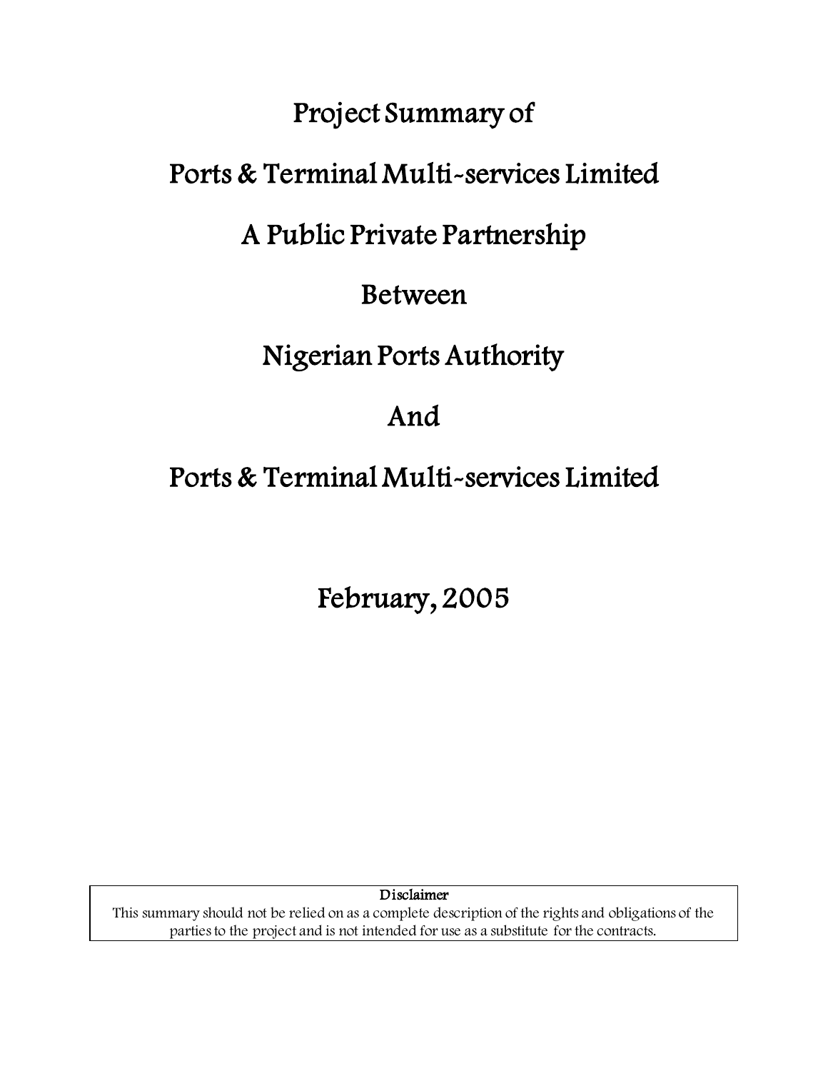# Project Summary of

# Ports & Terminal Multi-services Limited

# A Public Private Partnership

# Between

# Nigerian Ports Authority

# And

# Ports & Terminal Multi-services Limited

## February, 2005

**Disclaimer**

This summary should not be relied on as a complete description of the rights and obligations of the parties to the project and is not intended for use as a substitute for the contracts.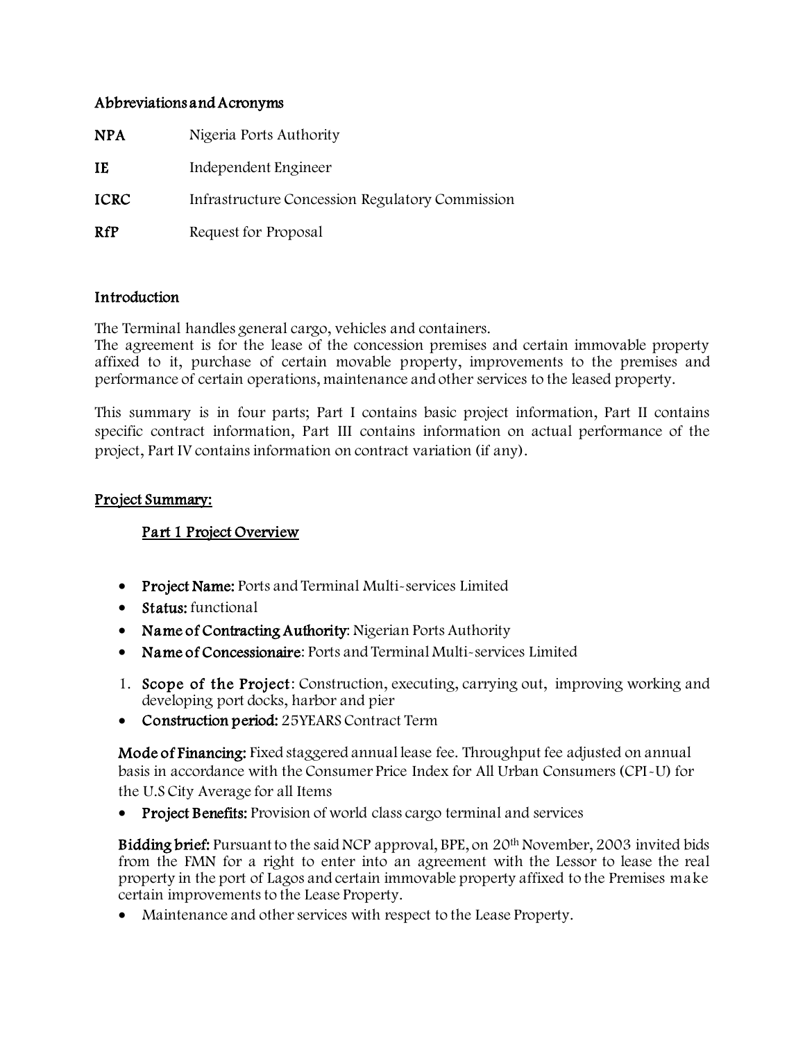## Abbreviations and Acronyms

| | |
|---|---|
| **NPA** | Nigeria Ports Authority |
| **IE** | Independent Engineer |
| **ICRC** | Infrastructure Concession Regulatory Commission |
| **RfP** | Request for Proposal |

## Introduction

The Terminal handles general cargo, vehicles and containers.
The agreement is for the lease of the concession premises and certain immovable property affixed to it, purchase of certain movable property, improvements to the premises and performance of certain operations, maintenance and other services to the leased property.

This summary is in four parts; Part I contains basic project information, Part II contains specific contract information, Part III contains information on actual performance of the project, Part IV contains information on contract variation (if any).

## Project Summary:

### Part 1 Project Overview

- **Project Name:** Ports and Terminal Multi-services Limited
- **Status:** functional
- **Name of Contracting Authority**: Nigerian Ports Authority
- **Name of Concessionaire**: Ports and Terminal Multi-services Limited

1. **Scope of the Project**: Construction, executing, carrying out, improving working and developing port docks, harbor and pier

- **Construction period:** 25YEARS Contract Term

**Mode of Financing:** Fixed staggered annual lease fee. Throughput fee adjusted on annual basis in accordance with the Consumer Price Index for All Urban Consumers (CPI-U) for the U.S City Average for all Items

- **Project Benefits:** Provision of world class cargo terminal and services

**Bidding brief:** Pursuant to the said NCP approval, BPE, on 20th November, 2003 invited bids from the FMN for a right to enter into an agreement with the Lessor to lease the real property in the port of Lagos and certain immovable property affixed to the Premises make certain improvements to the Lease Property.

- Maintenance and other services with respect to the Lease Property.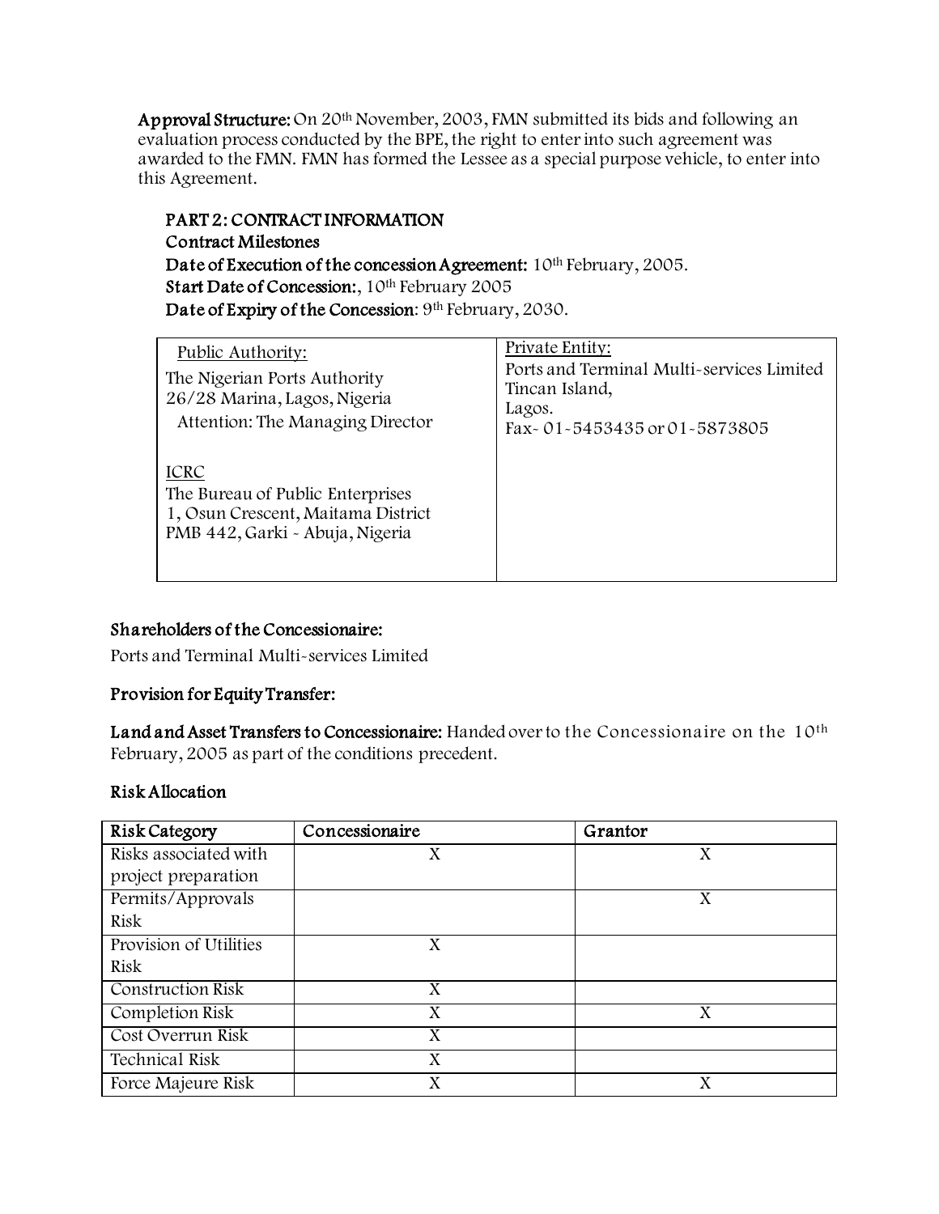**Approval Structure:** On 20th November, 2003, FMN submitted its bids and following an evaluation process conducted by the BPE, the right to enter into such agreement was awarded to the FMN. FMN has formed the Lessee as a special purpose vehicle, to enter into this Agreement.

## PART 2: CONTRACT INFORMATION

**Contract Milestones**

**Date of Execution of the concession Agreement:** 10th February, 2005.

**Start Date of Concession:**, 10th February 2005

**Date of Expiry of the Concession**: 9th February, 2030.

| Public Authority:<br>The Nigerian Ports Authority<br>26/28 Marina, Lagos, Nigeria<br>Attention: The Managing Director<br><br>ICRC<br>The Bureau of Public Enterprises<br>1, Osun Crescent, Maitama District<br>PMB 442, Garki - Abuja, Nigeria | Private Entity:<br>Ports and Terminal Multi-services Limited<br>Tincan Island,<br>Lagos.<br>Fax- 01-5453435 or 01-5873805 |
|---|---|

### Shareholders of the Concessionaire:

Ports and Terminal Multi-services Limited

### Provision for Equity Transfer:

**Land and Asset Transfers to Concessionaire:** Handed over to the Concessionaire on the 10th February, 2005 as part of the conditions precedent.

### Risk Allocation

| Risk Category | Concessionaire | Grantor |
|---|---|---|
| Risks associated with project preparation | X | X |
| Permits/Approvals Risk | | X |
| Provision of Utilities Risk | X | |
| Construction Risk | X | |
| Completion Risk | X | X |
| Cost Overrun Risk | X | |
| Technical Risk | X | |
| Force Majeure Risk | X | X |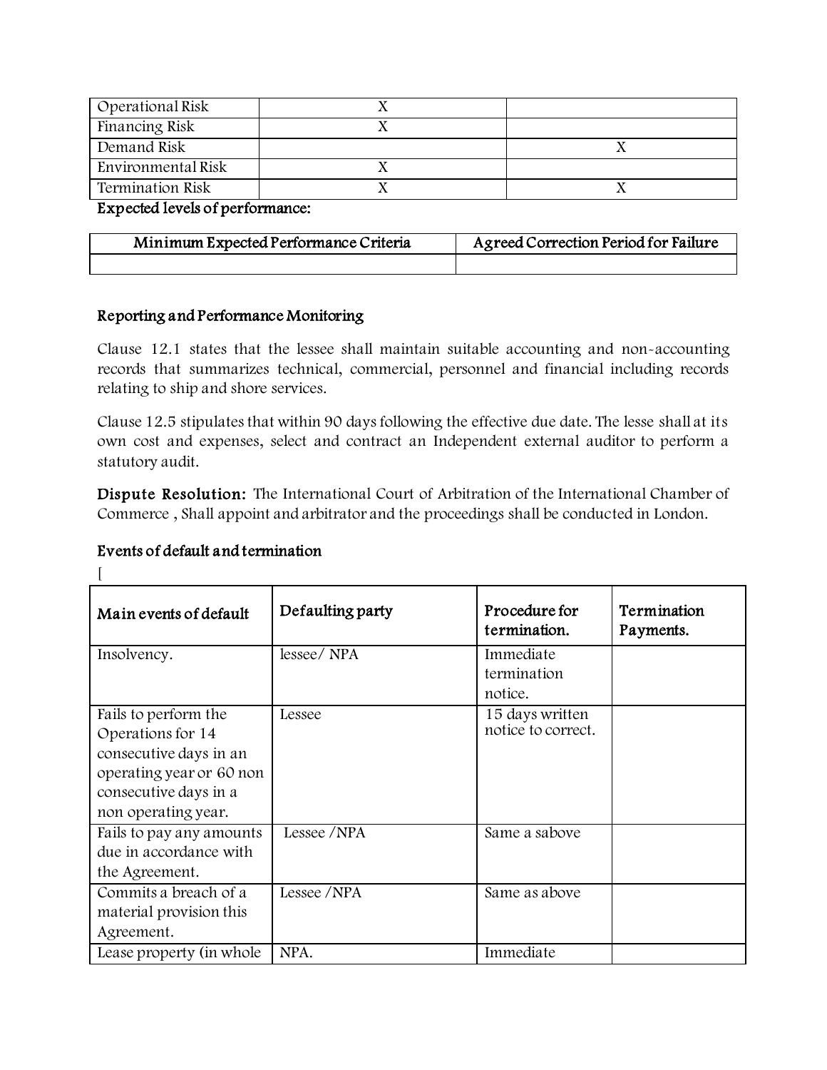| | | |
|---|---|---|
| Operational Risk | X | |
| Financing Risk | X | |
| Demand Risk | | X |
| Environmental Risk | X | |
| Termination Risk | X | X |

**Expected levels of performance:**

| Minimum Expected Performance Criteria | Agreed Correction Period for Failure |
|---|---|
| | |

**Reporting and Performance Monitoring**

Clause 12.1 states that the lessee shall maintain suitable accounting and non-accounting records that summarizes technical, commercial, personnel and financial including records relating to ship and shore services.

Clause 12.5 stipulates that within 90 days following the effective due date. The lesse shall at its own cost and expenses, select and contract an Independent external auditor to perform a statutory audit.

**Dispute Resolution:** The International Court of Arbitration of the International Chamber of Commerce , Shall appoint and arbitrator and the proceedings shall be conducted in London.

**Events of default and termination**

[

| Main events of default | Defaulting party | Procedure for termination. | Termination Payments. |
|---|---|---|---|
| Insolvency. | lessee/ NPA | Immediate termination notice. | |
| Fails to perform the Operations for 14 consecutive days in an operating year or 60 non consecutive days in a non operating year. | Lessee | 15 days written notice to correct. | |
| Fails to pay any amounts due in accordance with the Agreement. | Lessee /NPA | Same a sabove | |
| Commits a breach of a material provision this Agreement. | Lessee /NPA | Same as above | |
| Lease property (in whole | NPA. | Immediate | |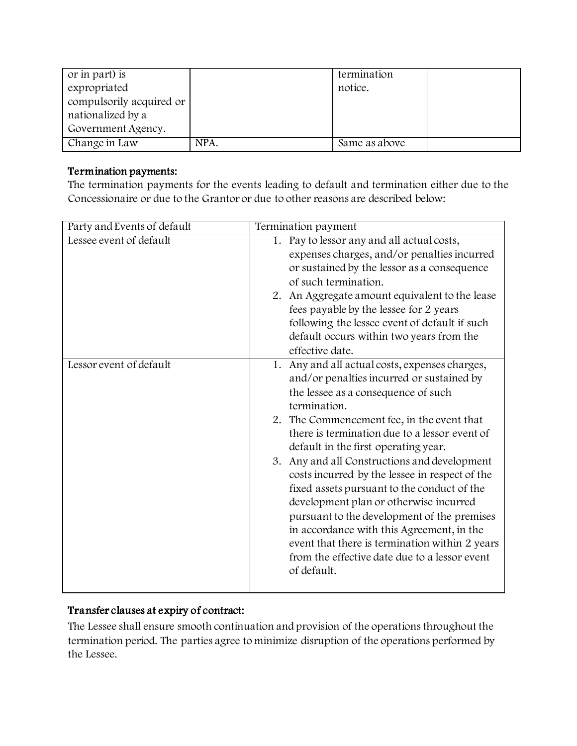| or in part) is expropriated compulsorily acquired or nationalized by a Government Agency. | | termination notice. | |
|---|---|---|---|
| Change in Law | NPA. | Same as above | |

**Termination payments:**

The termination payments for the events leading to default and termination either due to the Concessionaire or due to the Grantor or due to other reasons are described below:

| Party and Events of default | Termination payment |
|---|---|
| Lessee event of default | 1. Pay to lessor any and all actual costs, expenses charges, and/or penalties incurred or sustained by the lessor as a consequence of such termination.<br>2. An Aggregate amount equivalent to the lease fees payable by the lessee for 2 years following the lessee event of default if such default occurs within two years from the effective date. |
| Lessor event of default | 1. Any and all actual costs, expenses charges, and/or penalties incurred or sustained by the lessee as a consequence of such termination.<br>2. The Commencement fee, in the event that there is termination due to a lessor event of default in the first operating year.<br>3. Any and all Constructions and development costs incurred by the lessee in respect of the fixed assets pursuant to the conduct of the development plan or otherwise incurred pursuant to the development of the premises in accordance with this Agreement, in the event that there is termination within 2 years from the effective date due to a lessor event of default. |

**Transfer clauses at expiry of contract:**

The Lessee shall ensure smooth continuation and provision of the operations throughout the termination period. The parties agree to minimize disruption of the operations performed by the Lessee.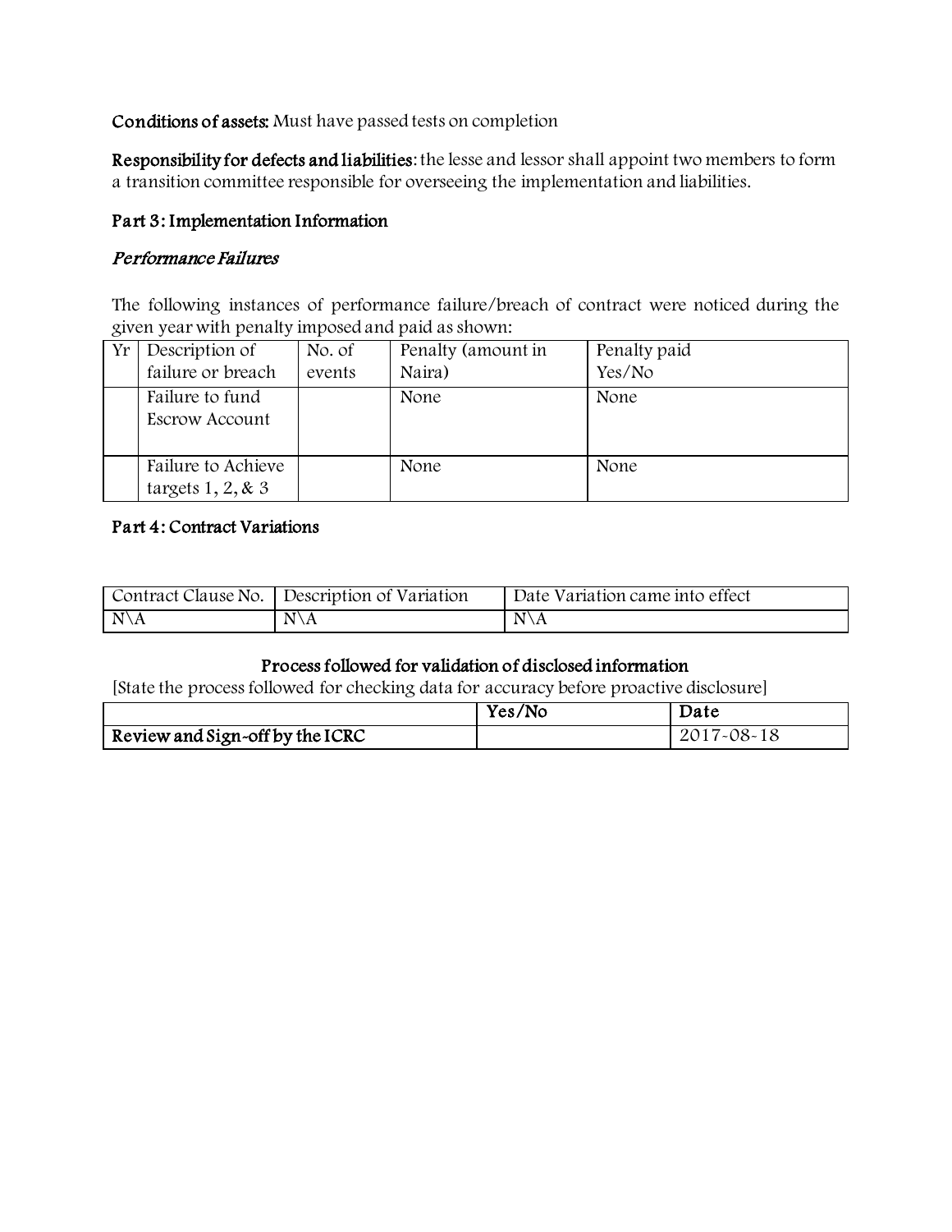**Conditions of assets:** Must have passed tests on completion

**Responsibility for defects and liabilities**: the lesse and lessor shall appoint two members to form a transition committee responsible for overseeing the implementation and liabilities.

### Part 3: Implementation Information

#### *Performance Failures*

The following instances of performance failure/breach of contract were noticed during the given year with penalty imposed and paid as shown:

| Yr | Description of failure or breach | No. of events | Penalty (amount in Naira) | Penalty paid Yes/No |
|---|---|---|---|---|
| | Failure to fund Escrow Account | | None | None |
| | Failure to Achieve targets 1, 2, & 3 | | None | None |

### Part 4: Contract Variations

| Contract Clause No. | Description of Variation | Date Variation came into effect |
|---|---|---|
| N\A | N\A | N\A |

**Process followed for validation of disclosed information**

[State the process followed for checking data for accuracy before proactive disclosure]

| | Yes/No | Date |
|---|---|---|
| **Review and Sign-off by the ICRC** | | 2017-08-18 |